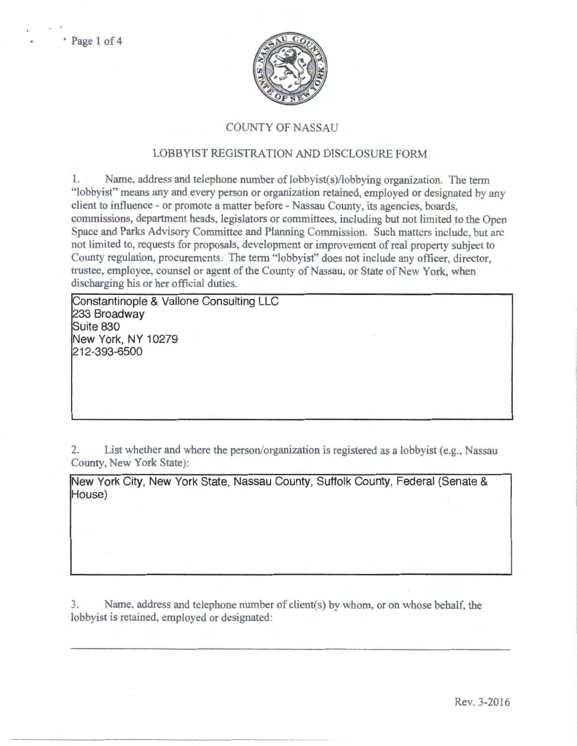# COUNTY OF NASSAU

## LOBBYIST REGISTRATION AND DISCLOSURE FORM

1. Name, address and telephone number of lobbyist(s)/lobbying organization. The term "lobbyist" means any and every person or organization retained, employed or designated by any client to influence - or promote a matter before - Nassau County, its agencies, boards, commissions, department heads, legislators or committees, including but not limited to the Open Space and Parks Advisory Committee and Planning Commission. Such matters include, but are not limited to, requests for proposals, development or improvement of real property subject to County regulation, procurements. The term "lobbyist" does not include any officer, director, trustee, employee, counsel or agent of the County of Nassau, or State of New York, when discharging his or her official duties.

Constantinople & Vallone Consulting LLC
233 Broadway
Suite 830
New York, NY 10279
212-393-6500

2. List whether and where the person/organization is registered as a lobbyist (e.g., Nassau County, New York State):

New York City, New York State, Nassau County, Suffolk County, Federal (Senate & House)

3. Name, address and telephone number of client(s) by whom, or on whose behalf, the lobbyist is retained, employed or designated:

Rev. 3-2016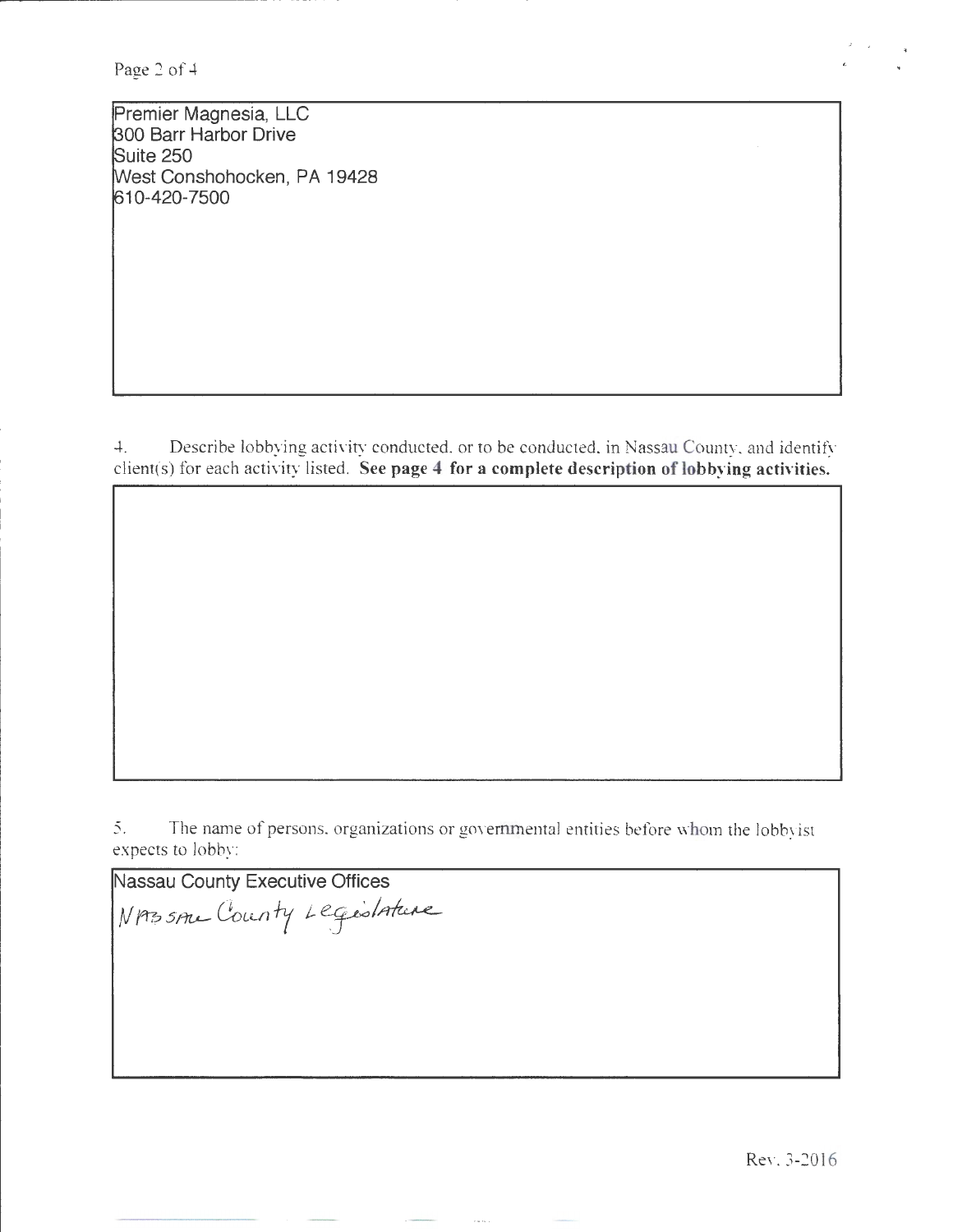Premier Magnesia, LLC
300 Barr Harbor Drive
Suite 250
West Conshohocken, PA 19428
610-420-7500

4. Describe lobbying activity conducted, or to be conducted, in Nassau County, and identify client(s) for each activity listed. **See page 4 for a complete description of lobbying activities.**

5. The name of persons, organizations or governmental entities before whom the lobbyist expects to lobby:

Nassau County Executive Offices
Nassau County Legislature

Rev. 3-2016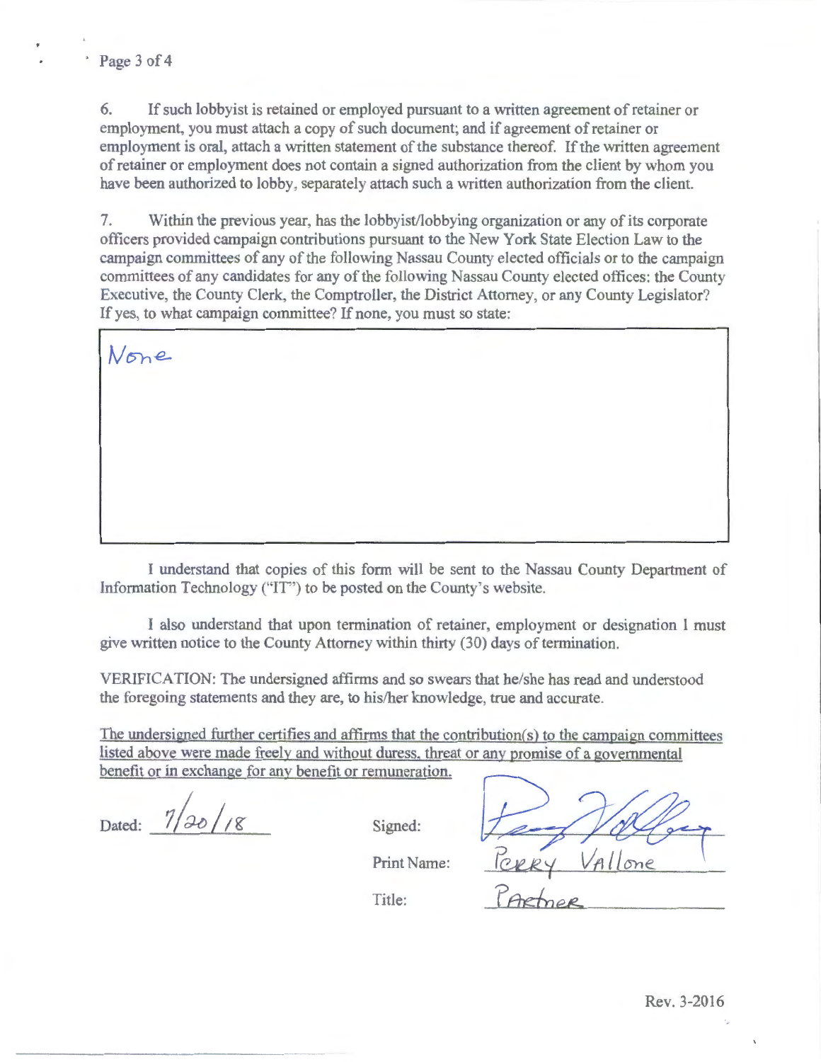6. If such lobbyist is retained or employed pursuant to a written agreement of retainer or employment, you must attach a copy of such document; and if agreement of retainer or employment is oral, attach a written statement of the substance thereof. If the written agreement of retainer or employment does not contain a signed authorization from the client by whom you have been authorized to lobby, separately attach such a written authorization from the client.

7. Within the previous year, has the lobbyist/lobbying organization or any of its corporate officers provided campaign contributions pursuant to the New York State Election Law to the campaign committees of any of the following Nassau County elected officials or to the campaign committees of any candidates for any of the following Nassau County elected offices: the County Executive, the County Clerk, the Comptroller, the District Attorney, or any County Legislator? If yes, to what campaign committee? If none, you must so state:

None

I understand that copies of this form will be sent to the Nassau County Department of Information Technology ("IT") to be posted on the County's website.

I also understand that upon termination of retainer, employment or designation I must give written notice to the County Attorney within thirty (30) days of termination.

VERIFICATION: The undersigned affirms and so swears that he/she has read and understood the foregoing statements and they are, to his/her knowledge, true and accurate.

The undersigned further certifies and affirms that the contribution(s) to the campaign committees listed above were made freely and without duress, threat or any promise of a governmental benefit or in exchange for any benefit or remuneration.

Dated: 7/20/18

Signed: [signature]

Print Name: Perry Vallone

Title: Partner

Rev. 3-2016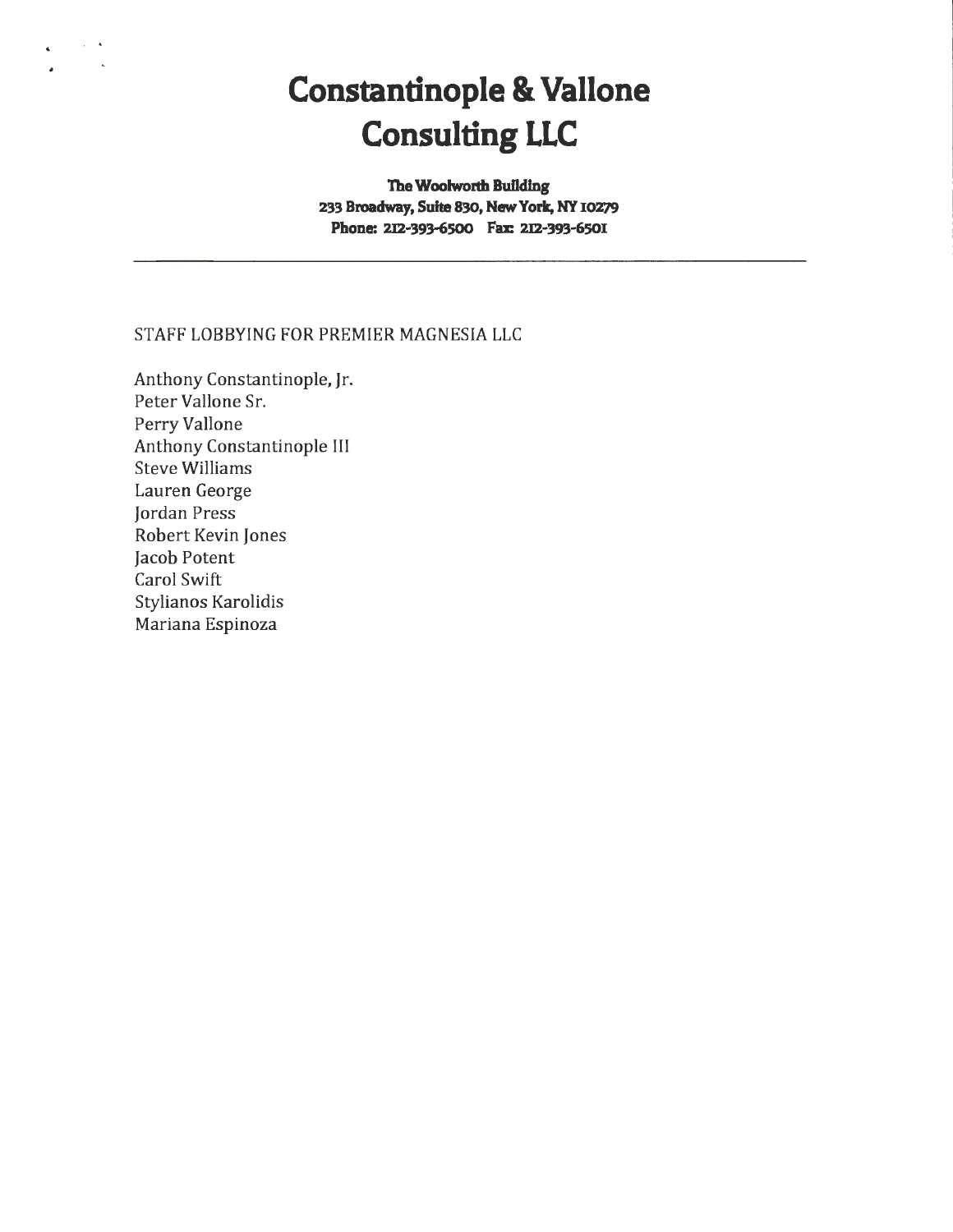# Constantinople & Vallone Consulting LLC

**The Woolworth Building**
**233 Broadway, Suite 830, New York, NY 10279**
**Phone: 212-393-6500 Fax: 212-393-6501**

---

STAFF LOBBYING FOR PREMIER MAGNESIA LLC

Anthony Constantinople, Jr.
Peter Vallone Sr.
Perry Vallone
Anthony Constantinople III
Steve Williams
Lauren George
Jordan Press
Robert Kevin Jones
Jacob Potent
Carol Swift
Stylianos Karolidis
Mariana Espinoza